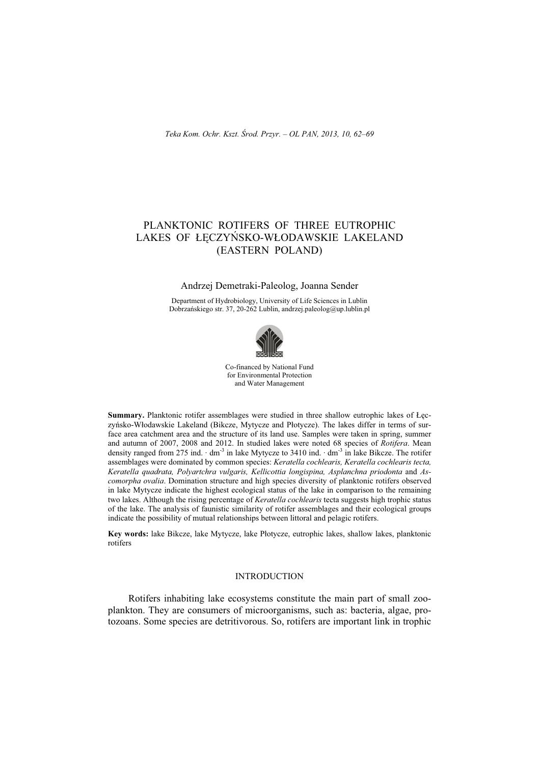# PLANKTONIC ROTIFERS OF THREE EUTROPHIC LAKES OF ŁĘCZYŃSKO-WŁODAWSKIE LAKELAND (EASTERN POLAND)

Andrzej Demetraki-Paleolog, Joanna Sender

Department of Hydrobiology, University of Life Sciences in Lublin
Dobrzańskiego str. 37, 20-262 Lublin, andrzej.paleolog@up.lublin.pl

Co-financed by National Fund
for Environmental Protection
and Water Management

**Summary.** Planktonic rotifer assemblages were studied in three shallow eutrophic lakes of Łęczyńsko-Włodawskie Lakeland (Bikcze, Mytycze and Płotycze). The lakes differ in terms of surface area catchment area and the structure of its land use. Samples were taken in spring, summer and autumn of 2007, 2008 and 2012. In studied lakes were noted 68 species of *Rotifera*. Mean density ranged from 275 ind. · $dm^{-3}$ in lake Mytycze to 3410 ind. · $dm^{-3}$ in lake Bikcze. The rotifer assemblages were dominated by common species: *Keratella cochlearis, Keratella cochlearis tecta, Keratella quadrata, Polyartchra vulgaris, Kellicottia longispina, Asplanchna priodonta* and *Ascomorpha ovalia*. Domination structure and high species diversity of planktonic rotifers observed in lake Mytycze indicate the highest ecological status of the lake in comparison to the remaining two lakes. Although the rising percentage of *Keratella cochlearis* tecta suggests high trophic status of the lake. The analysis of faunistic similarity of rotifer assemblages and their ecological groups indicate the possibility of mutual relationships between littoral and pelagic rotifers.

**Key words:** lake Bikcze, lake Mytycze, lake Płotycze, eutrophic lakes, shallow lakes, planktonic rotifers

## INTRODUCTION

Rotifers inhabiting lake ecosystems constitute the main part of small zooplankton. They are consumers of microorganisms, such as: bacteria, algae, protozoans. Some species are detritivorous. So, rotifers are important link in trophic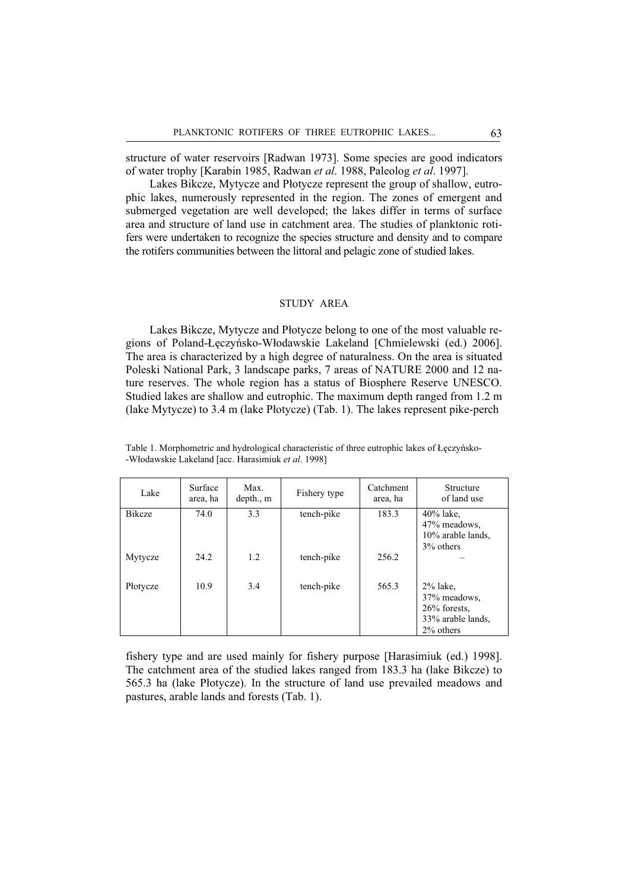structure of water reservoirs [Radwan 1973]. Some species are good indicators of water trophy [Karabin 1985, Radwan *et al*. 1988, Paleolog *et al*. 1997].

Lakes Bikcze, Mytycze and Płotycze represent the group of shallow, eutrophic lakes, numerously represented in the region. The zones of emergent and submerged vegetation are well developed; the lakes differ in terms of surface area and structure of land use in catchment area. The studies of planktonic rotifers were undertaken to recognize the species structure and density and to compare the rotifers communities between the littoral and pelagic zone of studied lakes.

## STUDY AREA

Lakes Bikcze, Mytycze and Płotycze belong to one of the most valuable regions of Poland-Łęczyńsko-Włodawskie Lakeland [Chmielewski (ed.) 2006]. The area is characterized by a high degree of naturalness. On the area is situated Poleski National Park, 3 landscape parks, 7 areas of NATURE 2000 and 12 nature reserves. The whole region has a status of Biosphere Reserve UNESCO. Studied lakes are shallow and eutrophic. The maximum depth ranged from 1.2 m (lake Mytycze) to 3.4 m (lake Płotycze) (Tab. 1). The lakes represent pike-perch fishery type and are used mainly for fishery purpose [Harasimiuk (ed.) 1998]. The catchment area of the studied lakes ranged from 183.3 ha (lake Bikcze) to 565.3 ha (lake Płotycze). In the structure of land use prevailed meadows and pastures, arable lands and forests (Tab. 1).

Table 1. Morphometric and hydrological characteristic of three eutrophic lakes of Łęczyńsko--Włodawskie Lakeland [acc. Harasimiuk *et al*. 1998]

| Lake | Surface area, ha | Max. depth., m | Fishery type | Catchment area, ha | Structure of land use |
|---|---|---|---|---|---|
| Bikcze | 74.0 | 3.3 | tench-pike | 183.3 | 40% lake, 47% meadows, 10% arable lands, 3% others |
| Mytycze | 24.2 | 1.2 | tench-pike | 256.2 | – |
| Płotycze | 10.9 | 3.4 | tench-pike | 565.3 | 2% lake, 37% meadows, 26% forests, 33% arable lands, 2% others |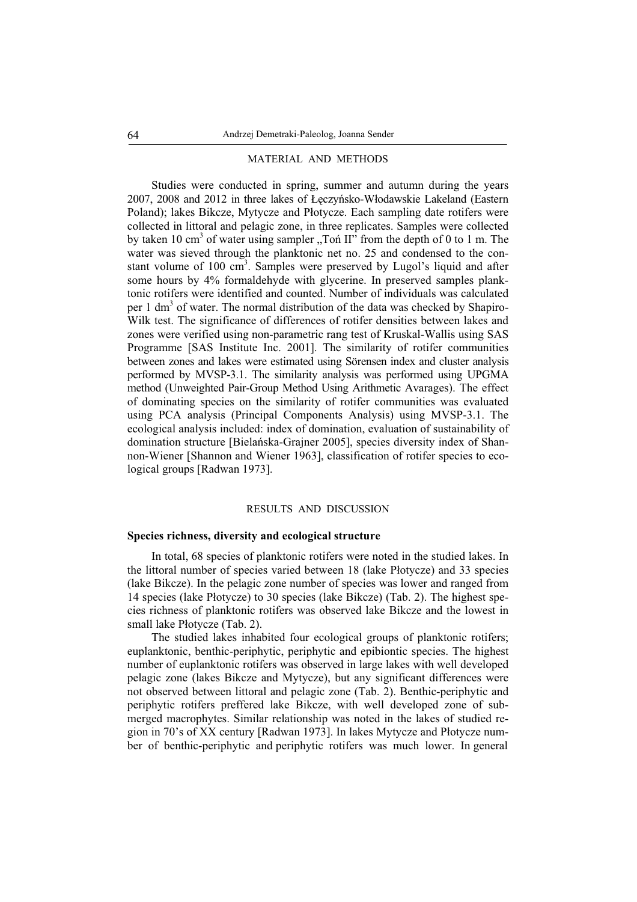## MATERIAL AND METHODS

Studies were conducted in spring, summer and autumn during the years 2007, 2008 and 2012 in three lakes of Łęczyńsko-Włodawskie Lakeland (Eastern Poland); lakes Bikcze, Mytycze and Płotycze. Each sampling date rotifers were collected in littoral and pelagic zone, in three replicates. Samples were collected by taken 10 $cm^3$ of water using sampler „Toń II" from the depth of 0 to 1 m. The water was sieved through the planktonic net no. 25 and condensed to the constant volume of 100 $cm^3$. Samples were preserved by Lugol's liquid and after some hours by 4% formaldehyde with glycerine. In preserved samples planktonic rotifers were identified and counted. Number of individuals was calculated per 1 $dm^3$ of water. The normal distribution of the data was checked by Shapiro-Wilk test. The significance of differences of rotifer densities between lakes and zones were verified using non-parametric rang test of Kruskal-Wallis using SAS Programme [SAS Institute Inc. 2001]. The similarity of rotifer communities between zones and lakes were estimated using Sörensen index and cluster analysis performed by MVSP-3.1. The similarity analysis was performed using UPGMA method (Unweighted Pair-Group Method Using Arithmetic Avarages). The effect of dominating species on the similarity of rotifer communities was evaluated using PCA analysis (Principal Components Analysis) using MVSP-3.1. The ecological analysis included: index of domination, evaluation of sustainability of domination structure [Bielańska-Grajner 2005], species diversity index of Shannon-Wiener [Shannon and Wiener 1963], classification of rotifer species to ecological groups [Radwan 1973].

## RESULTS AND DISCUSSION

### Species richness, diversity and ecological structure

In total, 68 species of planktonic rotifers were noted in the studied lakes. In the littoral number of species varied between 18 (lake Płotycze) and 33 species (lake Bikcze). In the pelagic zone number of species was lower and ranged from 14 species (lake Płotycze) to 30 species (lake Bikcze) (Tab. 2). The highest species richness of planktonic rotifers was observed lake Bikcze and the lowest in small lake Płotycze (Tab. 2).

The studied lakes inhabited four ecological groups of planktonic rotifers; euplanktonic, benthic-periphytic, periphytic and epibiontic species. The highest number of euplanktonic rotifers was observed in large lakes with well developed pelagic zone (lakes Bikcze and Mytycze), but any significant differences were not observed between littoral and pelagic zone (Tab. 2). Benthic-periphytic and periphytic rotifers preffered lake Bikcze, with well developed zone of submerged macrophytes. Similar relationship was noted in the lakes of studied region in 70's of XX century [Radwan 1973]. In lakes Mytycze and Płotycze number of benthic-periphytic and periphytic rotifers was much lower. In general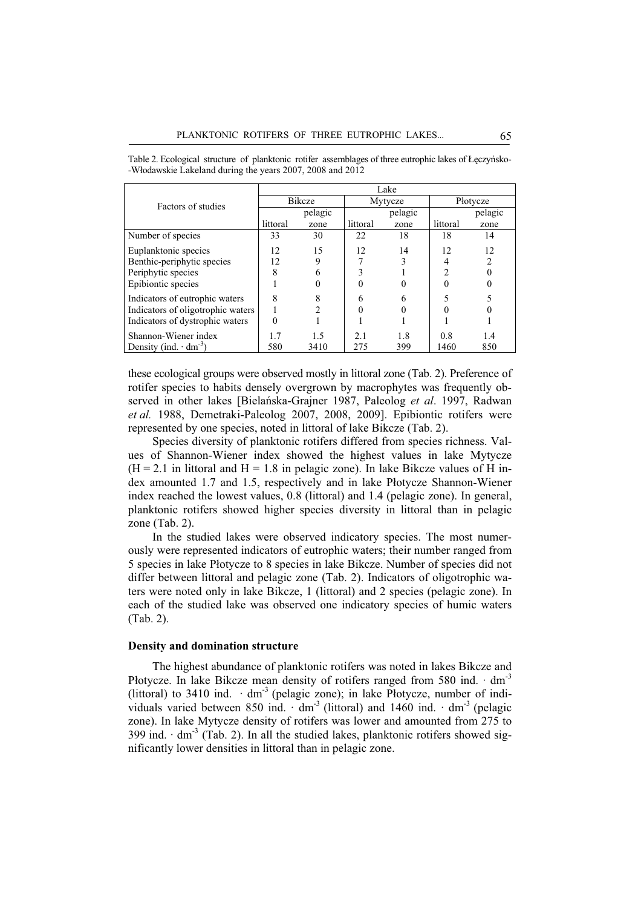Table 2. Ecological structure of planktonic rotifer assemblages of three eutrophic lakes of Łęczyńsko--Włodawskie Lakeland during the years 2007, 2008 and 2012

| Factors of studies | Lake | | | | | |
|---|---|---|---|---|---|---|
| | Bikcze | | Mytycze | | Płotycze | |
| | littoral | pelagic zone | littoral | pelagic zone | littoral | pelagic zone |
| Number of species | 33 | 30 | 22 | 18 | 18 | 14 |
| Euplanktonic species | 12 | 15 | 12 | 14 | 12 | 12 |
| Benthic-periphytic species | 12 | 9 | 7 | 3 | 4 | 2 |
| Periphytic species | 8 | 6 | 3 | 1 | 2 | 0 |
| Epibiontic species | 1 | 0 | 0 | 0 | 0 | 0 |
| Indicators of eutrophic waters | 8 | 8 | 6 | 6 | 5 | 5 |
| Indicators of oligotrophic waters | 1 | 2 | 0 | 0 | 0 | 0 |
| Indicators of dystrophic waters | 0 | 1 | 1 | 1 | 1 | 1 |
| Shannon-Wiener index | 1.7 | 1.5 | 2.1 | 1.8 | 0.8 | 1.4 |
| Density (ind. $\cdot$ $dm^{-3}$) | 580 | 3410 | 275 | 399 | 1460 | 850 |

these ecological groups were observed mostly in littoral zone (Tab. 2). Preference of rotifer species to habits densely overgrown by macrophytes was frequently observed in other lakes [Bielańska-Grajner 1987, Paleolog *et al*. 1997, Radwan *et al.* 1988, Demetraki-Paleolog 2007, 2008, 2009]. Epibiontic rotifers were represented by one species, noted in littoral of lake Bikcze (Tab. 2).

Species diversity of planktonic rotifers differed from species richness. Values of Shannon-Wiener index showed the highest values in lake Mytycze ($H = 2.1$ in littoral and $H = 1.8$ in pelagic zone). In lake Bikcze values of H index amounted 1.7 and 1.5, respectively and in lake Płotycze Shannon-Wiener index reached the lowest values, 0.8 (littoral) and 1.4 (pelagic zone). In general, planktonic rotifers showed higher species diversity in littoral than in pelagic zone (Tab. 2).

In the studied lakes were observed indicatory species. The most numerously were represented indicators of eutrophic waters; their number ranged from 5 species in lake Płotycze to 8 species in lake Bikcze. Number of species did not differ between littoral and pelagic zone (Tab. 2). Indicators of oligotrophic waters were noted only in lake Bikcze, 1 (littoral) and 2 species (pelagic zone). In each of the studied lake was observed one indicatory species of humic waters (Tab. 2).

**Density and domination structure**

The highest abundance of planktonic rotifers was noted in lakes Bikcze and Płotycze. In lake Bikcze mean density of rotifers ranged from 580 ind. $\cdot$ $dm^{-3}$ (littoral) to 3410 ind. $\cdot$ $dm^{-3}$ (pelagic zone); in lake Płotycze, number of individuals varied between 850 ind. $\cdot$ $dm^{-3}$ (littoral) and 1460 ind. $\cdot$ $dm^{-3}$ (pelagic zone). In lake Mytycze density of rotifers was lower and amounted from 275 to 399 ind. $\cdot$ $dm^{-3}$ (Tab. 2). In all the studied lakes, planktonic rotifers showed significantly lower densities in littoral than in pelagic zone.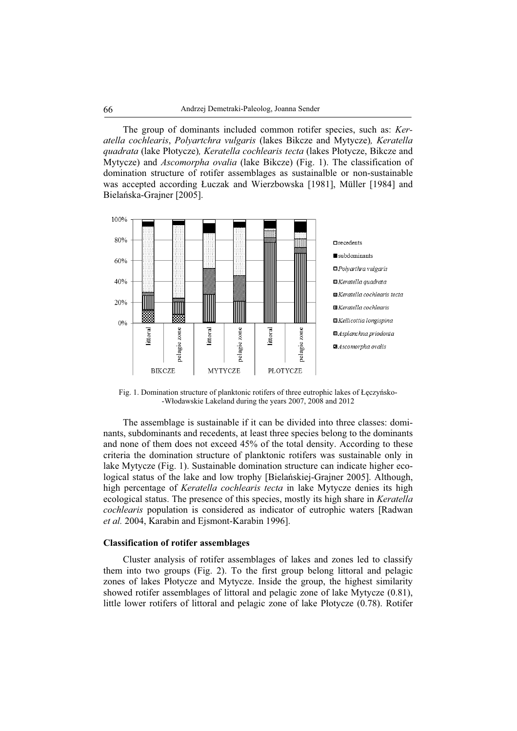The group of dominants included common rotifer species, such as: *Keratella cochlearis*, *Polyartchra vulgaris* (lakes Bikcze and Mytycze)*, Keratella quadrata* (lake Płotycze)*, Keratella cochlearis tecta* (lakes Płotycze, Bikcze and Mytycze) and *Ascomorpha ovalia* (lake Bikcze) (Fig. 1). The classification of domination structure of rotifer assemblages as sustainalble or non-sustainable was accepted according Łuczak and Wierzbowska [1981], Müller [1984] and Bielańska-Grajner [2005].

Fig. 1. Domination structure of planktonic rotifers of three eutrophic lakes of Łęczyńsko--Włodawskie Lakeland during the years 2007, 2008 and 2012

The assemblage is sustainable if it can be divided into three classes: dominants, subdominants and recedents, at least three species belong to the dominants and none of them does not exceed 45% of the total density. According to these criteria the domination structure of planktonic rotifers was sustainable only in lake Mytycze (Fig. 1). Sustainable domination structure can indicate higher ecological status of the lake and low trophy [Bielańskiej-Grajner 2005]. Although, high percentage of *Keratella cochlearis tecta* in lake Mytycze denies its high ecological status. The presence of this species, mostly its high share in *Keratella cochlearis* population is considered as indicator of eutrophic waters [Radwan *et al.* 2004, Karabin and Ejsmont-Karabin 1996].

**Classification of rotifer assemblages**

Cluster analysis of rotifer assemblages of lakes and zones led to classify them into two groups (Fig. 2). To the first group belong littoral and pelagic zones of lakes Płotycze and Mytycze. Inside the group, the highest similarity showed rotifer assemblages of littoral and pelagic zone of lake Mytycze (0.81), little lower rotifers of littoral and pelagic zone of lake Płotycze (0.78). Rotifer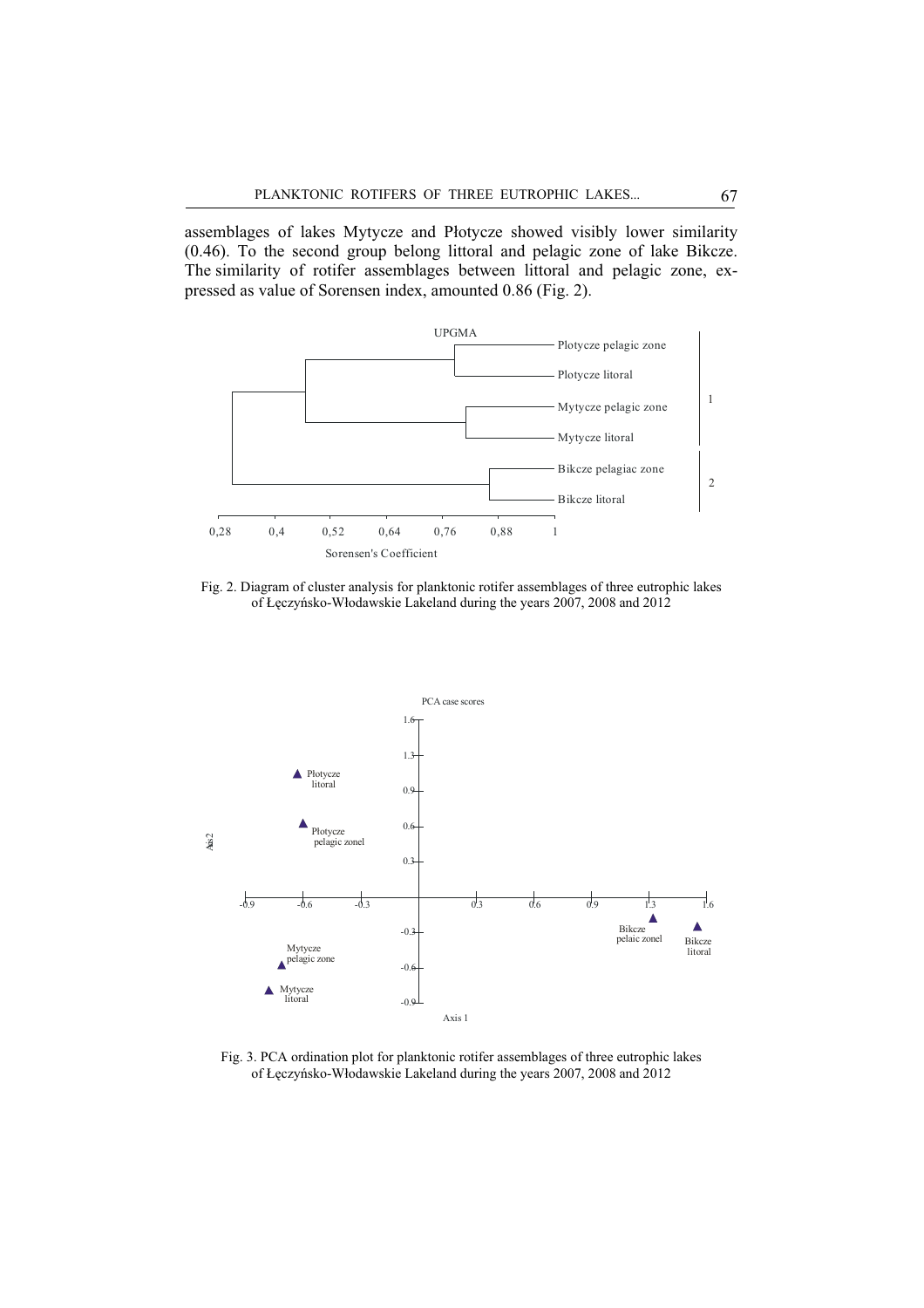assemblages of lakes Mytycze and Płotycze showed visibly lower similarity (0.46). To the second group belong littoral and pelagic zone of lake Bikcze. The similarity of rotifer assemblages between littoral and pelagic zone, expressed as value of Sorensen index, amounted 0.86 (Fig. 2).

Fig. 2. Diagram of cluster analysis for planktonic rotifer assemblages of three eutrophic lakes of Łęczyńsko-Włodawskie Lakeland during the years 2007, 2008 and 2012

Fig. 3. PCA ordination plot for planktonic rotifer assemblages of three eutrophic lakes of Łęczyńsko-Włodawskie Lakeland during the years 2007, 2008 and 2012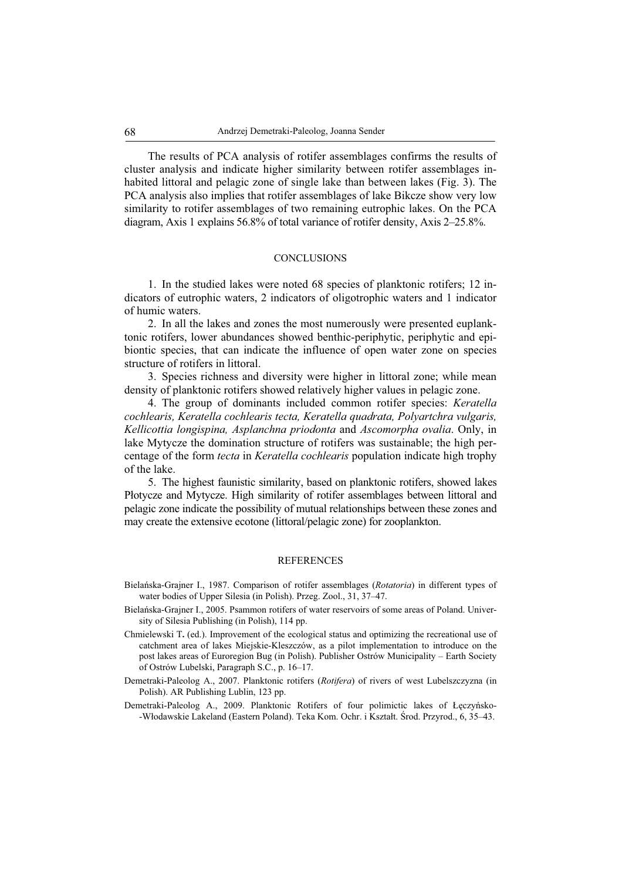The results of PCA analysis of rotifer assemblages confirms the results of cluster analysis and indicate higher similarity between rotifer assemblages inhabited littoral and pelagic zone of single lake than between lakes (Fig. 3). The PCA analysis also implies that rotifer assemblages of lake Bikcze show very low similarity to rotifer assemblages of two remaining eutrophic lakes. On the PCA diagram, Axis 1 explains 56.8% of total variance of rotifer density, Axis 2–25.8%.

## CONCLUSIONS

1. In the studied lakes were noted 68 species of planktonic rotifers; 12 indicators of eutrophic waters, 2 indicators of oligotrophic waters and 1 indicator of humic waters.
2. In all the lakes and zones the most numerously were presented euplanktonic rotifers, lower abundances showed benthic-periphytic, periphytic and epibiontic species, that can indicate the influence of open water zone on species structure of rotifers in littoral.
3. Species richness and diversity were higher in littoral zone; while mean density of planktonic rotifers showed relatively higher values in pelagic zone.
4. The group of dominants included common rotifer species: *Keratella cochlearis, Keratella cochlearis tecta, Keratella quadrata, Polyartchra vulgaris, Kellicottia longispina, Asplanchna priodonta* and *Ascomorpha ovalia*. Only, in lake Mytycze the domination structure of rotifers was sustainable; the high percentage of the form *tecta* in *Keratella cochlearis* population indicate high trophy of the lake.
5. The highest faunistic similarity, based on planktonic rotifers, showed lakes Płotycze and Mytycze. High similarity of rotifer assemblages between littoral and pelagic zone indicate the possibility of mutual relationships between these zones and may create the extensive ecotone (littoral/pelagic zone) for zooplankton.

## REFERENCES

Bielańska-Grajner I., 1987. Comparison of rotifer assemblages (*Rotatoria*) in different types of water bodies of Upper Silesia (in Polish). Przeg. Zool., 31, 37–47.

Bielańska-Grajner I., 2005. Psammon rotifers of water reservoirs of some areas of Poland. University of Silesia Publishing (in Polish), 114 pp.

Chmielewski T**.** (ed.). Improvement of the ecological status and optimizing the recreational use of catchment area of lakes Miejskie-Kleszczów, as a pilot implementation to introduce on the post lakes areas of Euroregion Bug (in Polish). Publisher Ostrów Municipality – Earth Society of Ostrów Lubelski, Paragraph S.C., p. 16–17.

Demetraki-Paleolog A., 2007. Planktonic rotifers (*Rotifera*) of rivers of west Lubelszczyzna (in Polish). AR Publishing Lublin, 123 pp.

Demetraki-Paleolog A., 2009. Planktonic Rotifers of four polimictic lakes of Łęczyńsko-Włodawskie Lakeland (Eastern Poland). Teka Kom. Ochr. i Kształt. Środ. Przyrod., 6, 35–43.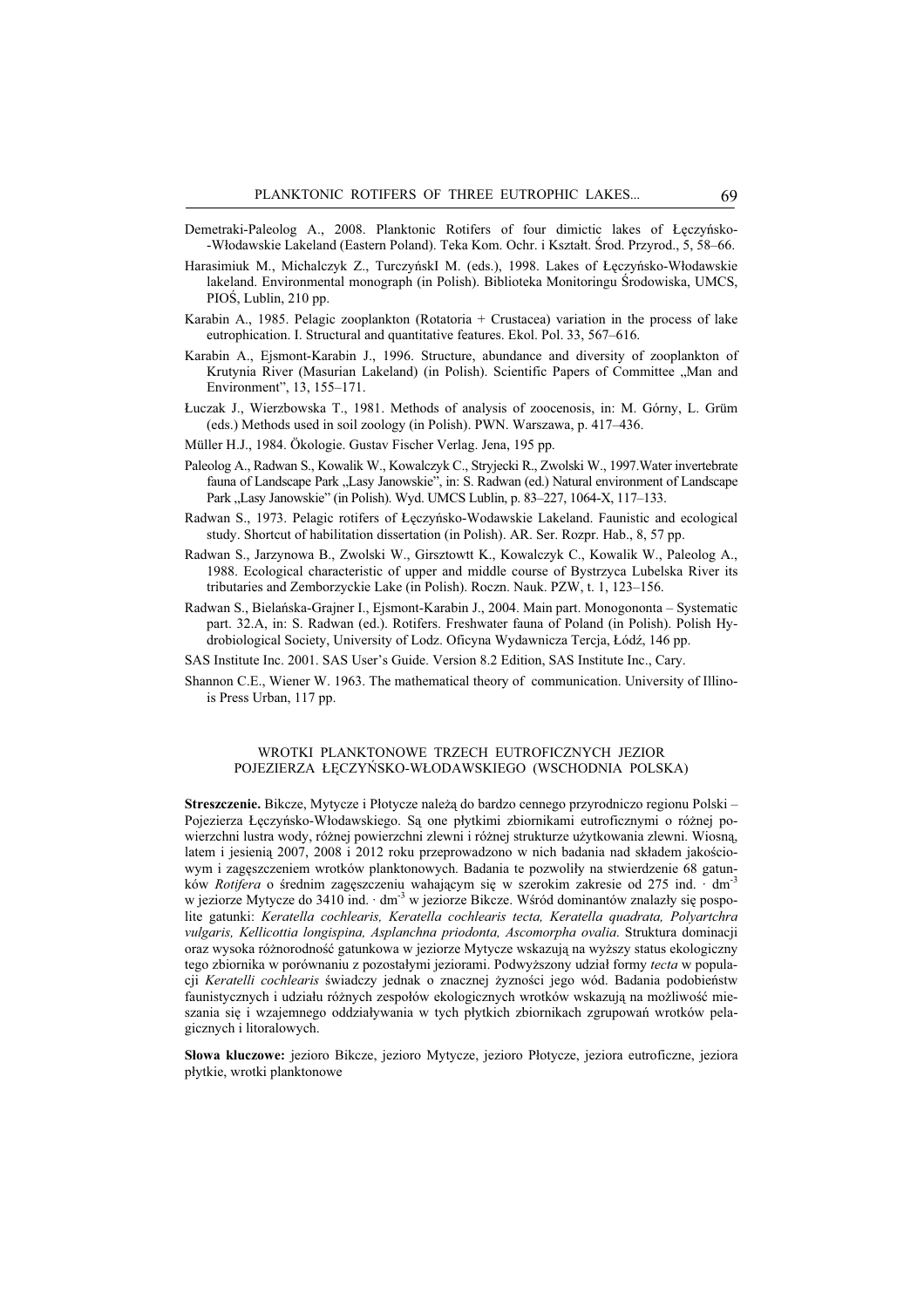Demetraki-Paleolog A., 2008. Planktonic Rotifers of four dimictic lakes of Łęczyńsko--Włodawskie Lakeland (Eastern Poland). Teka Kom. Ochr. i Kształt. Środ. Przyrod., 5, 58–66.

Harasimiuk M., Michalczyk Z., TurczyńskI M. (eds.), 1998. Lakes of Łęczyńsko-Włodawskie lakeland. Environmental monograph (in Polish). Biblioteka Monitoringu Środowiska, UMCS, PIOŚ, Lublin, 210 pp.

Karabin A., 1985. Pelagic zooplankton (Rotatoria + Crustacea) variation in the process of lake eutrophication. I. Structural and quantitative features. Ekol. Pol. 33, 567–616.

Karabin A., Ejsmont-Karabin J., 1996. Structure, abundance and diversity of zooplankton of Krutynia River (Masurian Lakeland) (in Polish). Scientific Papers of Committee „Man and Environment", 13, 155–171.

Łuczak J., Wierzbowska T., 1981. Methods of analysis of zoocenosis, in: M. Górny, L. Grüm (eds.) Methods used in soil zoology (in Polish). PWN. Warszawa, p. 417–436.

Müller H.J., 1984. Ökologie. Gustav Fischer Verlag. Jena, 195 pp.

Paleolog A., Radwan S., Kowalik W., Kowalczyk C., Stryjecki R., Zwolski W., 1997.Water invertebrate fauna of Landscape Park „Lasy Janowskie", in: S. Radwan (ed.) Natural environment of Landscape Park „Lasy Janowskie" (in Polish). Wyd. UMCS Lublin, p. 83–227, 1064-X, 117–133.

Radwan S., 1973. Pelagic rotifers of Łęczyńsko-Wodawskie Lakeland. Faunistic and ecological study. Shortcut of habilitation dissertation (in Polish). AR. Ser. Rozpr. Hab., 8, 57 pp.

Radwan S., Jarzynowa B., Zwolski W., Girsztowtt K., Kowalczyk C., Kowalik W., Paleolog A., 1988. Ecological characteristic of upper and middle course of Bystrzyca Lubelska River its tributaries and Zemborzyckie Lake (in Polish). Roczn. Nauk. PZW, t. 1, 123–156.

Radwan S., Bielańska-Grajner I., Ejsmont-Karabin J., 2004. Main part. Monogononta – Systematic part. 32.A, in: S. Radwan (ed.). Rotifers. Freshwater fauna of Poland (in Polish). Polish Hydrobiological Society, University of Lodz. Oficyna Wydawnicza Tercja, Łódź, 146 pp.

SAS Institute Inc. 2001. SAS User's Guide. Version 8.2 Edition, SAS Institute Inc., Cary.

Shannon C.E., Wiener W. 1963. The mathematical theory of communication. University of Illinois Press Urban, 117 pp.

## WROTKI PLANKTONOWE TRZECH EUTROFICZNYCH JEZIOR POJEZIERZA ŁĘCZYŃSKO-WŁODAWSKIEGO (WSCHODNIA POLSKA)

**Streszczenie.** Bikcze, Mytycze i Płotycze należą do bardzo cennego przyrodniczo regionu Polski – Pojezierza Łęczyńsko-Włodawskiego. Są one płytkimi zbiornikami eutroficznymi o różnej powierzchni lustra wody, różnej powierzchni zlewni i różnej strukturze użytkowania zlewni. Wiosną, latem i jesienią 2007, 2008 i 2012 roku przeprowadzono w nich badania nad składem jakościowym i zagęszczeniem wrotków planktonowych. Badania te pozwoliły na stwierdzenie 68 gatunków *Rotifera* o średnim zagęszczeniu wahającym się w szerokim zakresie od 275 ind. · dm$^{-3}$ w jeziorze Mytycze do 3410 ind. · dm$^{-3}$ w jeziorze Bikcze. Wśród dominantów znalazły się pospolite gatunki: *Keratella cochlearis, Keratella cochlearis tecta, Keratella quadrata, Polyartchra vulgaris, Kellicottia longispina, Asplanchna priodonta, Ascomorpha ovalia*. Struktura dominacji oraz wysoka różnorodność gatunkowa w jeziorze Mytycze wskazują na wyższy status ekologiczny tego zbiornika w porównaniu z pozostałymi jeziorami. Podwyższony udział formy *tecta* w populacji *Keratelli cochlearis* świadczy jednak o znacznej żyzności jego wód. Badania podobieństw faunistycznych i udziału różnych zespołów ekologicznych wrotków wskazują na możliwość mieszania się i wzajemnego oddziaływania w tych płytkich zbiornikach zgrupowań wrotków pelagicznych i litoralowych.

**Słowa kluczowe:** jezioro Bikcze, jezioro Mytycze, jezioro Płotycze, jeziora eutroficzne, jeziora płytkie, wrotki planktonowe